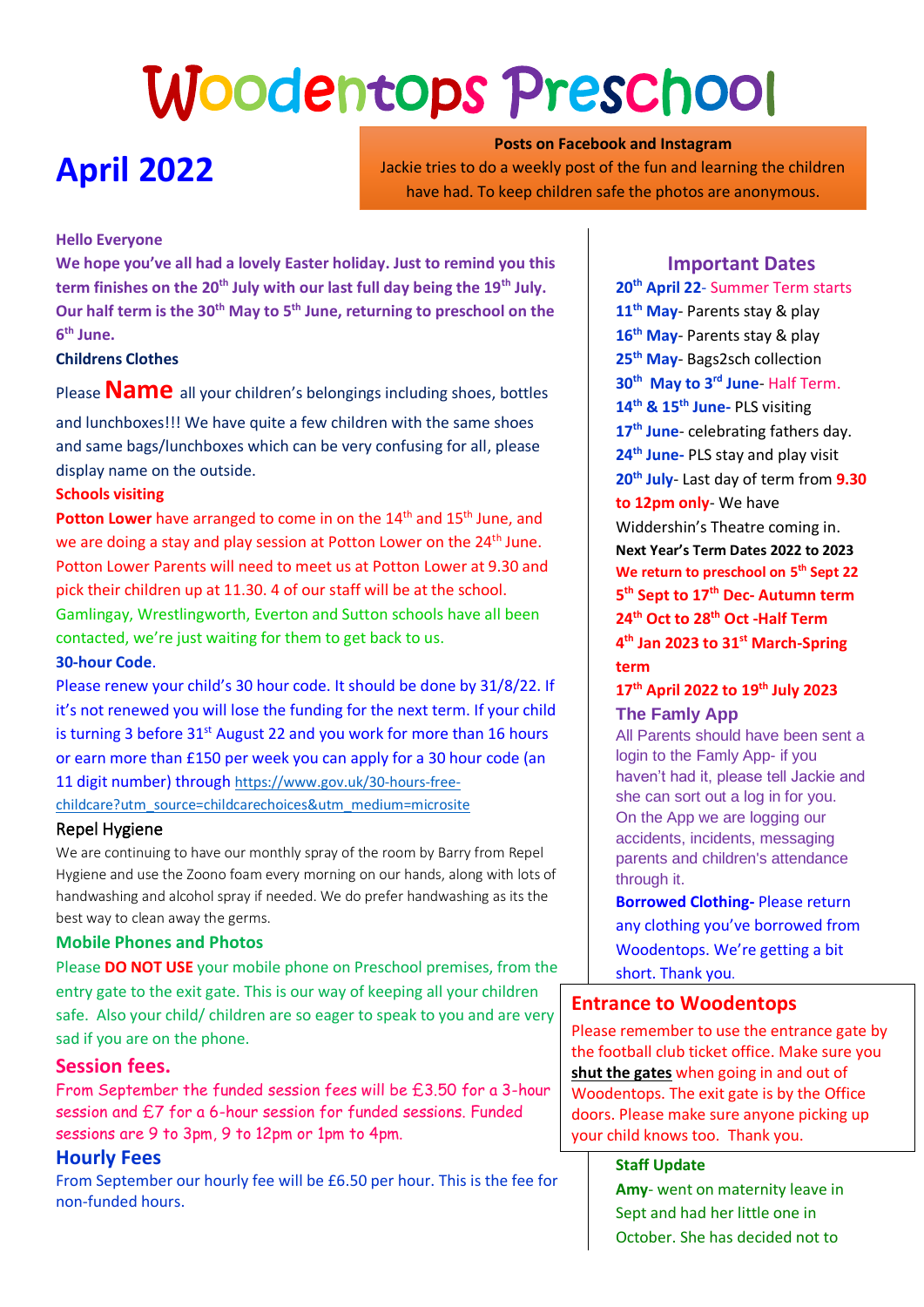# Woodentops Preschool

## April 2022

**Posts on Facebook and Instagram**
Jackie tries to do a weekly post of the fun and learning the children have had. To keep children safe the photos are anonymous.

**Hello Everyone**

**We hope you've all had a lovely Easter holiday. Just to remind you this term finishes on the 20th July with our last full day being the 19th July. Our half term is the 30th May to 5th June, returning to preschool on the 6th June.**

**Childrens Clothes**

Please **Name** all your children's belongings including shoes, bottles and lunchboxes!!! We have quite a few children with the same shoes and same bags/lunchboxes which can be very confusing for all, please display name on the outside.

**Schools visiting**

**Potton Lower** have arranged to come in on the 14th and 15th June, and we are doing a stay and play session at Potton Lower on the 24th June. Potton Lower Parents will need to meet us at Potton Lower at 9.30 and pick their children up at 11.30. 4 of our staff will be at the school.

Gamlingay, Wrestlingworth, Everton and Sutton schools have all been contacted, we're just waiting for them to get back to us.

**30-hour Code**.

Please renew your child's 30 hour code. It should be done by 31/8/22. If it's not renewed you will lose the funding for the next term. If your child is turning 3 before 31st August 22 and you work for more than 16 hours or earn more than £150 per week you can apply for a 30 hour code (an 11 digit number) through https://www.gov.uk/30-hours-free-childcare?utm_source=childcarechoices&utm_medium=microsite

### Repel Hygiene

We are continuing to have our monthly spray of the room by Barry from Repel Hygiene and use the Zoono foam every morning on our hands, along with lots of handwashing and alcohol spray if needed. We do prefer handwashing as its the best way to clean away the germs.

### Mobile Phones and Photos

Please **DO NOT USE** your mobile phone on Preschool premises, from the entry gate to the exit gate. This is our way of keeping all your children safe. Also your child/ children are so eager to speak to you and are very sad if you are on the phone.

### Session fees.

From September the funded session fees will be £3.50 for a 3-hour session and £7 for a 6-hour session for funded sessions. Funded sessions are 9 to 3pm, 9 to 12pm or 1pm to 4pm.

### Hourly Fees

From September our hourly fee will be £6.50 per hour. This is the fee for non-funded hours.

### Important Dates

**20th April 22**- Summer Term starts
**11th May**- Parents stay & play
**16th May**- Parents stay & play
**25th May**- Bags2sch collection
**30th May to 3rd June**- Half Term.
**14th & 15th June**- PLS visiting
**17th June**- celebrating fathers day.
**24th June**- PLS stay and play visit
**20th July**- Last day of term from **9.30 to 12pm only**- We have Widdershin's Theatre coming in.

**Next Year's Term Dates 2022 to 2023**
**We return to preschool on 5th Sept 22**
**5th Sept to 17th Dec- Autumn term**
**24th Oct to 28th Oct -Half Term**
**4th Jan 2023 to 31st March-Spring term**
**17th April 2022 to 19th July 2023**

### The Famly App

All Parents should have been sent a login to the Famly App- if you haven't had it, please tell Jackie and she can sort out a log in for you. On the App we are logging our accidents, incidents, messaging parents and children's attendance through it.

**Borrowed Clothing-** Please return any clothing you've borrowed from Woodentops. We're getting a bit short. Thank you.

### Entrance to Woodentops

Please remember to use the entrance gate by the football club ticket office. Make sure you **shut the gates** when going in and out of Woodentops. The exit gate is by the Office doors. Please make sure anyone picking up your child knows too. Thank you.

**Staff Update**

**Amy**- went on maternity leave in Sept and had her little one in October. She has decided not to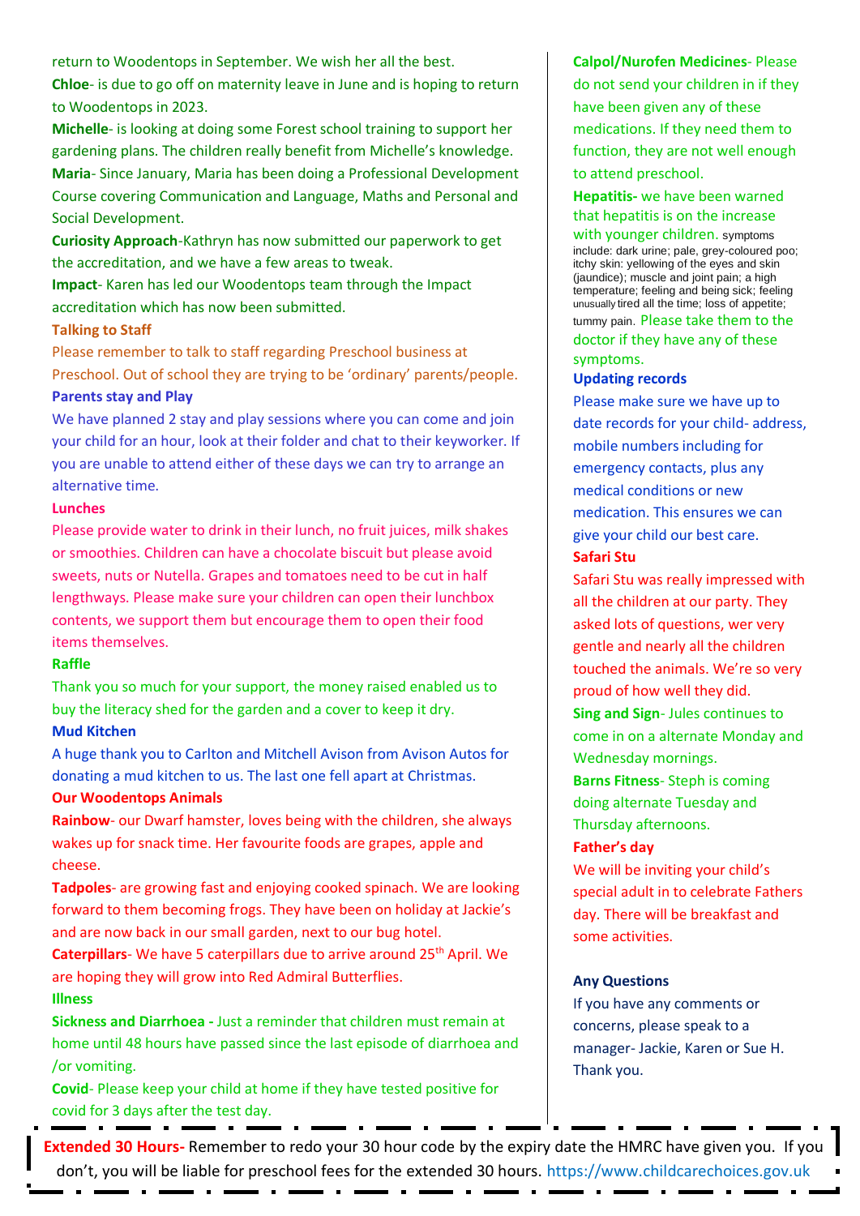return to Woodentops in September. We wish her all the best.

**Chloe**- is due to go off on maternity leave in June and is hoping to return to Woodentops in 2023.

**Michelle**- is looking at doing some Forest school training to support her gardening plans. The children really benefit from Michelle's knowledge.

**Maria**- Since January, Maria has been doing a Professional Development Course covering Communication and Language, Maths and Personal and Social Development.

**Curiosity Approach**-Kathryn has now submitted our paperwork to get the accreditation, and we have a few areas to tweak.

**Impact**- Karen has led our Woodentops team through the Impact accreditation which has now been submitted.

**Talking to Staff**

Please remember to talk to staff regarding Preschool business at Preschool. Out of school they are trying to be 'ordinary' parents/people.

**Parents stay and Play**

We have planned 2 stay and play sessions where you can come and join your child for an hour, look at their folder and chat to their keyworker. If you are unable to attend either of these days we can try to arrange an alternative time.

**Lunches**

Please provide water to drink in their lunch, no fruit juices, milk shakes or smoothies. Children can have a chocolate biscuit but please avoid sweets, nuts or Nutella. Grapes and tomatoes need to be cut in half lengthways. Please make sure your children can open their lunchbox contents, we support them but encourage them to open their food items themselves.

**Raffle**

Thank you so much for your support, the money raised enabled us to buy the literacy shed for the garden and a cover to keep it dry.

**Mud Kitchen**

A huge thank you to Carlton and Mitchell Avison from Avison Autos for donating a mud kitchen to us. The last one fell apart at Christmas.

**Our Woodentops Animals**

**Rainbow**- our Dwarf hamster, loves being with the children, she always wakes up for snack time. Her favourite foods are grapes, apple and cheese.

**Tadpoles**- are growing fast and enjoying cooked spinach. We are looking forward to them becoming frogs. They have been on holiday at Jackie's and are now back in our small garden, next to our bug hotel.

**Caterpillars**- We have 5 caterpillars due to arrive around 25th April. We are hoping they will grow into Red Admiral Butterflies.

**Illness**

**Sickness and Diarrhoea -** Just a reminder that children must remain at home until 48 hours have passed since the last episode of diarrhoea and /or vomiting.

**Covid**- Please keep your child at home if they have tested positive for covid for 3 days after the test day.

**Calpol/Nurofen Medicines**- Please do not send your children in if they have been given any of these medications. If they need them to function, they are not well enough to attend preschool.

**Hepatitis-** we have been warned that hepatitis is on the increase with younger children. symptoms include: dark urine; pale, grey-coloured poo; itchy skin: yellowing of the eyes and skin (jaundice); muscle and joint pain; a high temperature; feeling and being sick; feeling unusually tired all the time; loss of appetite; tummy pain. Please take them to the doctor if they have any of these symptoms.

**Updating records**

Please make sure we have up to date records for your child- address, mobile numbers including for emergency contacts, plus any medical conditions or new medication. This ensures we can give your child our best care.

**Safari Stu**

Safari Stu was really impressed with all the children at our party. They asked lots of questions, wer very gentle and nearly all the children touched the animals. We're so very proud of how well they did.

**Sing and Sign**- Jules continues to come in on a alternate Monday and Wednesday mornings.

**Barns Fitness**- Steph is coming doing alternate Tuesday and Thursday afternoons.

**Father's day**

We will be inviting your child's special adult in to celebrate Fathers day. There will be breakfast and some activities.

**Any Questions**

If you have any comments or concerns, please speak to a manager- Jackie, Karen or Sue H. Thank you.

**Extended 30 Hours-** Remember to redo your 30 hour code by the expiry date the HMRC have given you. If you don't, you will be liable for preschool fees for the extended 30 hours. https://www.childcarechoices.gov.uk